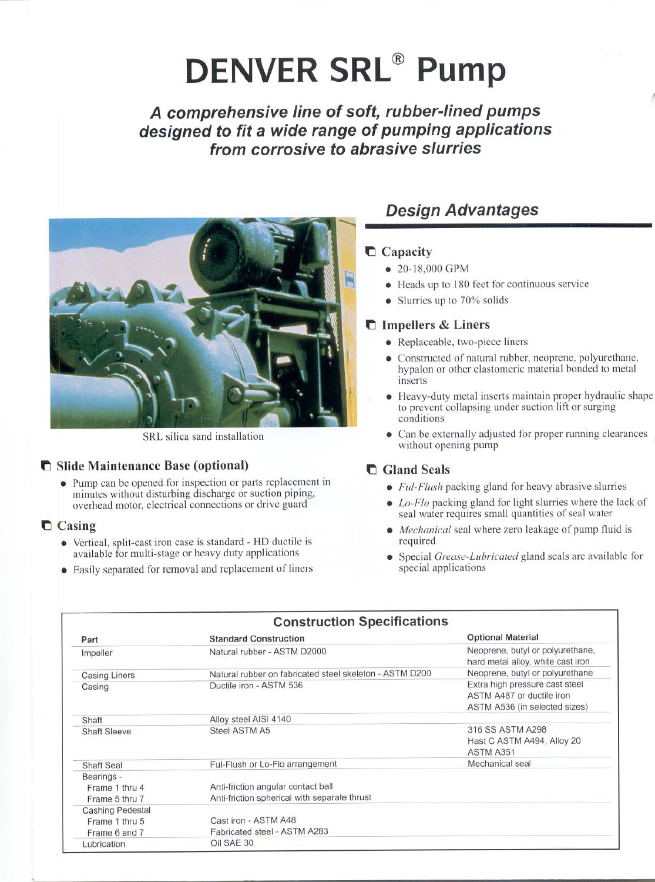# DENVER SRL® Pump

### *A comprehensive line of soft, rubber-lined pumps designed to fit a wide range of pumping applications from corrosive to abrasive slurries*

SRL silica sand installation

### Slide Maintenance Base (optional)

- Pump can be opened for inspection or parts replacement in minutes without disturbing discharge or suction piping, overhead motor, electrical connections or drive guard

### Casing

- Vertical, split-cast iron case is standard - HD ductile is available for multi-stage or heavy duty applications
- Easily separated for removal and replacement of liners

## *Design Advantages*

### Capacity

- 20-18,000 GPM
- Heads up to 180 feet for continuous service
- Slurries up to 70% solids

### Impellers & Liners

- Replaceable, two-piece liners
- Constructed of natural rubber, neoprene, polyurethane, hypalon or other elastomeric material bonded to metal inserts
- Heavy-duty metal inserts maintain proper hydraulic shape to prevent collapsing under suction lift or surging conditions
- Can be externally adjusted for proper running clearances without opening pump

### Gland Seals

- *Ful-Flush* packing gland for heavy abrasive slurries
- *Lo-Flo* packing gland for light slurries where the lack of seal water requires small quantities of seal water
- *Mechanical* seal where zero leakage of pump fluid is required
- Special *Grease-Lubricated* gland seals are available for special applications

| Construction Specifications | | |
|---|---|---|
| **Part** | **Standard Construction** | **Optional Material** |
| Impeller | Natural rubber - ASTM D2000 | Neoprene, butyl or polyurethane, hard metal alloy, white cast iron |
| Casing Liners | Natural rubber on fabricated steel skeleton - ASTM D200 | Neoprene, butyl or polyurethane |
| Casing | Ductile iron - ASTM 536 | Extra high pressure cast steel ASTM A487 or ductile iron ASTM A536 (in selected sizes) |
| Shaft | Alloy steel AISI 4140 | |
| Shaft Sleeve | Steel ASTM A5 | 316 SS ASTM A298 Hast C ASTM A494, Alloy 20 ASTM A351 |
| Shaft Seal | Ful-Flush or Lo-Flo arrangement | Mechanical seal |
| Bearings - | | |
| Frame 1 thru 4 | Anti-friction angular contact ball | |
| Frame 5 thru 7 | Anti-friction spherical with separate thrust | |
| Cashing Pedestal | | |
| Frame 1 thru 5 | Cast iron - ASTM A48 | |
| Frame 6 and 7 | Fabricated steel - ASTM A283 | |
| Lubrication | Oil SAE 30 | |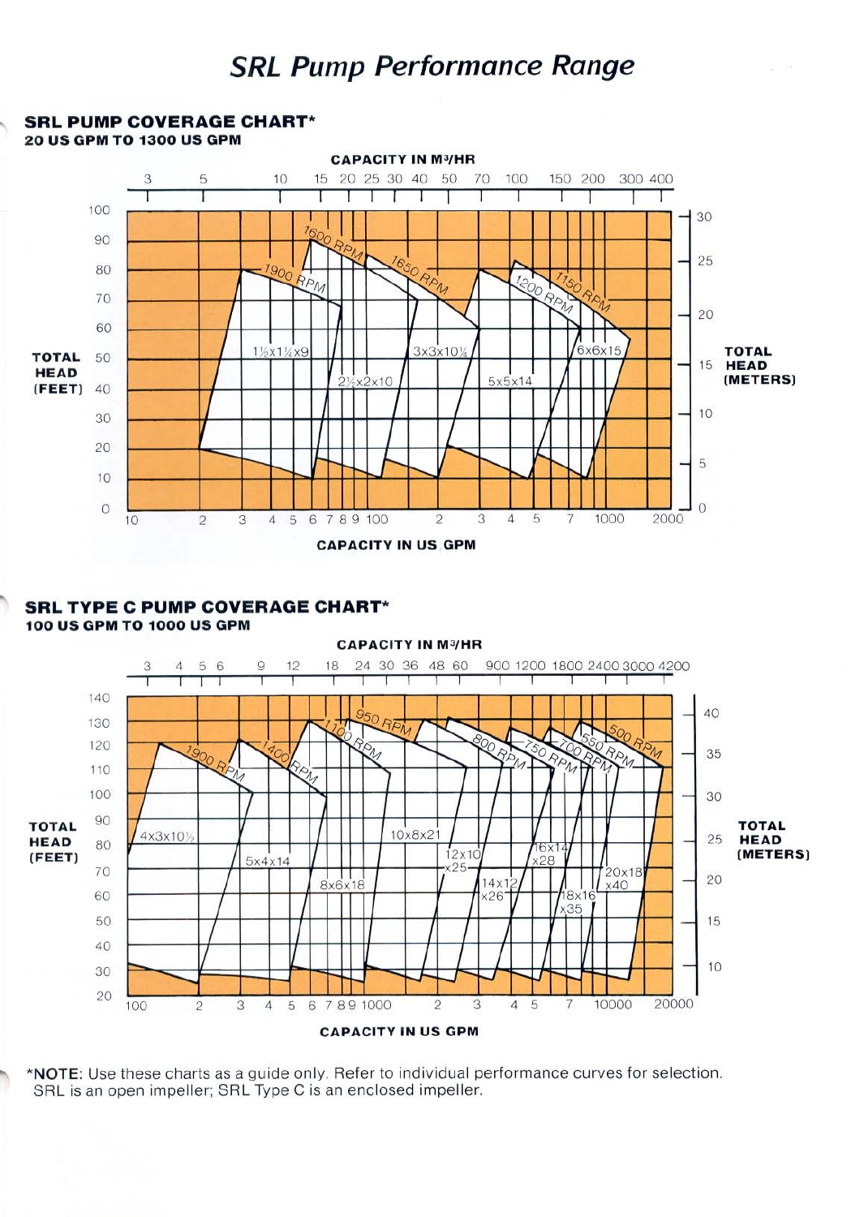# SRL Pump Performance Range

## SRL PUMP COVERAGE CHART*

**20 US GPM TO 1300 US GPM**

**CAPACITY IN M³/HR**

3 5 10 15 20 25 30 40 50 70 100 150 200 300 400

**TOTAL HEAD (FEET)**: 0 10 20 30 40 50 60 70 80 90 100

**TOTAL HEAD (METERS)**: 0 5 10 15 20 25 30

1900 RPM, 1600 RPM, 1650 RPM, 1200 RPM, 1150 RPM

1½x1¼x9, 2½x2x10, 3x3x10½, 5x5x14, 6x6x15

10 2 3 4 5 6 7 8 9 100 2 3 4 5 7 1000 2000

**CAPACITY IN US GPM**

## SRL TYPE C PUMP COVERAGE CHART*

**100 US GPM TO 1000 US GPM**

**CAPACITY IN M³/HR**

3 4 5 6 9 12 18 24 30 36 48 60 900 1200 1800 2400 3000 4200

**TOTAL HEAD (FEET)**: 20 30 40 50 60 70 80 90 100 110 120 130 140

**TOTAL HEAD (METERS)**: 10 15 20 25 30 35 40

1900 RPM, 1400 RPM, 1100 RPM, 950 RPM, 800 RPM, 750 RPM, 700 RPM, 550 RPM, 500 RPM

4x3x10½, 5x4x14, 8x6x18, 10x8x21, 12x10 x25, 14x12 x26, 16x14 x28, 18x16 x35, 20x18 x40

100 2 3 4 5 6 7 8 9 1000 2 3 4 5 7 10000 20000

**CAPACITY IN US GPM**

*__NOTE__: Use these charts as a guide only. Refer to individual performance curves for selection. SRL is an open impeller; SRL Type C is an enclosed impeller.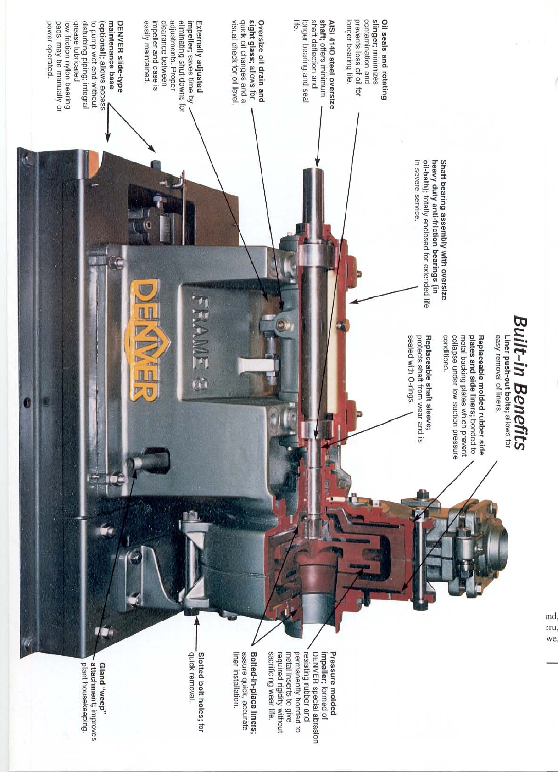# Built-in Benefits

**Liner push-out bolts;** allows for easy removal of liners.

**Replaceable molded rubber side plates and side liners;** bonded to metal backing plates which prevent collapse under low suction pressure conditions.

**Replaceable shaft sleeve;** protects shaft from wear and is sealed with O-rings.

**Shaft bearing assembly with oversize heavy duty anti-friction bearings (in oil-bath);** totally enclosed for extended life in severe service.

**Oil seals and rotating slinger;** minimizes contamination and prevents loss of oil for longer bearing life.

**AISI 4140 steel oversize shaft;** offers minimum shaft deflection and longer bearing and seal life.

**Oversize oil drain and sight glass;** allows for quick oil changes and a visual check for oil level.

**Externally adjusted impeller;** saves time by eliminating shut-downs for adjustments. Proper clearance between impeller and case is easily maintained.

**DENVER slide-type maintenance base (optional);** allows access to pump wet end without disturbing piping; integral grease lubricated low-friction nylon bearing pads; may be manually or power operated.

**Pressure molded impeller;** formed of DENVER special abrasion resisting rubber and permanently bonded to metal inserts to give required rigidity without sacrificing wear life.

**Bolted-in-place liners;** assure quick, accurate liner installation.

**Slotted bolt holes;** for quick removal.

**Gland "weep" attachment;** improves plant housekeeping.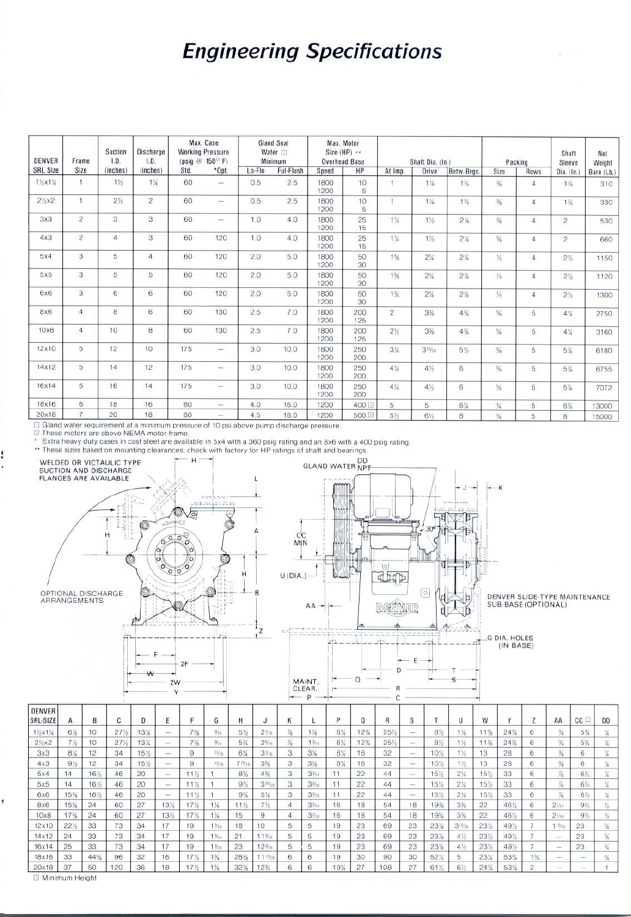# Engineering Specifications

| DENVER SRL Size | Frame Size | Suction I.D. (inches) | Discharge I.D. (inches) | Max. Case Working Pressure (psig @ 150° F) Std. | *Opt. | Gland Seal Water ☐ Minimum Lo-Flo | Ful-Flush | Max. Motor Size (HP) ** Overhead Base Speed | HP | Shaft Dia. (In.) At Imp. | Drive | Betw. Brgs. | Packing Size | Rows | Shaft Sleeve Dia. (In.) | Net Weight Bare (Lb.) |
|---|---|---|---|---|---|---|---|---|---|---|---|---|---|---|---|---|
| 1½x1¼ | 1 | 1½ | 1¼ | 60 | — | 0.5 | 2.5 | 1800 / 1200 | 10 / 5 | 1 | 1⅛ | 1¾ | ⅜ | 4 | 1¾ | 310 |
| 2½x2 | 1 | 2½ | 2 | 60 | — | 0.5 | 2.5 | 1800 / 1200 | 10 / 5 | 1 | 1⅛ | 1¾ | ⅜ | 4 | 1¾ | 330 |
| 3x3 | 2 | 3 | 3 | 60 | — | 1.0 | 4.0 | 1800 / 1200 | 25 / 15 | 1¼ | 1½ | 2⅛ | ⅜ | 4 | 2 | 530 |
| 4x3 | 2 | 4 | 3 | 60 | 120 | 1.0 | 4.0 | 1800 / 1200 | 25 / 15 | 1¼ | 1½ | 2⅛ | ⅜ | 4 | 2 | 660 |
| 5x4 | 3 | 5 | 4 | 60 | 120 | 2.0 | 5.0 | 1800 / 1200 | 50 / 30 | 1⅝ | 2¼ | 2⅞ | ½ | 4 | 2½ | 1150 |
| 5x5 | 3 | 5 | 5 | 60 | 120 | 2.0 | 5.0 | 1800 / 1200 | 50 / 30 | 1⅝ | 2¼ | 2⅞ | ½ | 4 | 2½ | 1120 |
| 6x6 | 3 | 6 | 6 | 60 | 120 | 2.0 | 5.0 | 1800 / 1200 | 50 / 30 | 1¾ | 2¼ | 2⅞ | ½ | 4 | 2½ | 1300 |
| 8x6 | 4 | 8 | 6 | 60 | 130 | 2.5 | 7.0 | 1800 / 1200 | 200 / 125 | 2 | 3⅜ | 4⅜ | ⅝ | 5 | 4¼ | 2750 |
| 10x8 | 4 | 10 | 8 | 60 | 130 | 2.5 | 7.0 | 1800 / 1200 | 200 / 125 | 2½ | 3⅜ | 4⅜ | ⅝ | 5 | 4¼ | 3160 |
| 12x10 | 5 | 12 | 10 | 175 | — | 3.0 | 10.0 | 1800 / 1200 | 250 / 200 | 3¼ | 3¹⁵⁄₁₆ | 5½ | ⅝ | 5 | 5⅞ | 6180 |
| 14x12 | 5 | 14 | 12 | 175 | — | 3.0 | 10.0 | 1800 / 1200 | 250 / 200 | 4¼ | 4½ | 6 | ⅝ | 5 | 5⅞ | 6755 |
| 16x14 | 5 | 16 | 14 | 175 | — | 3.0 | 10.0 | 1800 / 1200 | 250 / 200 | 4¼ | 4½ | 6 | ⅝ | 5 | 5⅞ | 7072 |
| 18x16 | 6 | 18 | 16 | 80 | — | 4.0 | 16.0 | 1200 | 400 ☐ | 5 | 5 | 6¼ | ¾ | 5 | 6¾ | 13000 |
| 20x18 | 7 | 20 | 18 | 80 | — | 4.5 | 18.0 | 1200 | 500 ☐ | 5½ | 6½ | 8 | ¾ | 5 | 8 | 15000 |

☐ Gland water requirement at a minimum pressure of 10 psi above pump discharge pressure.
☐ These motors are above NEMA motor frame.
\* Extra heavy duty cases in cast steel are available in 5x4 with a 360 psig rating and an 8x6 with a 400 psig rating.
\*\* These sizes based on mounting clearances; check with factory for HP ratings of shaft and bearings.

WELDED OR VICTAULIC TYPE SUCTION AND DISCHARGE FLANGES ARE AVAILABLE

OPTIONAL DISCHARGE ARRANGEMENTS

GLAND WATER NPT

DENVER SLIDE-TYPE MAINTENANCE SUB-BASE (OPTIONAL)

G DIA. HOLES (IN BASE)

MAINT. CLEAR.

| DENVER SRL-SIZE | A | B | C | D | E | F | G | H | J | K | L | P | Q | R | S | T | U | W | Y | Z | AA | CC ☐ | DD |
|---|---|---|---|---|---|---|---|---|---|---|---|---|---|---|---|---|---|---|---|---|---|---|---|
| 1½x1¼ | 6⅞ | 10 | 27½ | 13¾ | — | 7⅜ | ⁹⁄₁₆ | 5½ | 2¹⁄₁₆ | ⅞ | 1⅞ | 6¼ | 12¾ | 25½ | — | 8½ | 1⅛ | 11⅜ | 24¾ | 6 | ¾ | 5¾ | ¼ |
| 2½x2 | 7½ | 10 | 27½ | 13¾ | — | 7⅜ | ⁹⁄₁₆ | 5¾ | 2⁹⁄₁₆ | ⅞ | 1¹³⁄₁₆ | 6¼ | 12¾ | 25½ | — | 8½ | 1⅛ | 11⅜ | 24¾ | 6 | ¾ | 5¾ | ¼ |
| 3x3 | 8¼ | 12 | 34 | 15½ | — | 9 | ¹¹⁄₁₆ | 6¾ | 3¹⁄₁₆ | 3 | 3⅛ | 8¼ | 16 | 32 | — | 10½ | 1½ | 13 | 28 | 6 | ¾ | 6 | ¼ |
| 4x3 | 9½ | 12 | 34 | 15½ | — | 9 | ¹¹⁄₁₆ | 7¹⁵⁄₁₆ | 3⅝ | 3 | 3⅛ | 8¼ | 16 | 32 | — | 10½ | 1½ | 13 | 28 | 6 | ¾ | 6 | ¼ |
| 5x4 | 14 | 16½ | 46 | 20 | — | 11½ | 1 | 8⅝ | 4⅝ | 3 | 3⁹⁄₁₆ | 11 | 22 | 44 | — | 15½ | 2¼ | 15½ | 33 | 6 | ⅞ | 6½ | ¼ |
| 5x5 | 14 | 16½ | 46 | 20 | — | 11½ | 1 | 9½ | 3¹⁵⁄₁₆ | 3 | 3⁹⁄₁₆ | 11 | 22 | 44 | — | 15½ | 2¼ | 15½ | 33 | 6 | ⅞ | 6½ | ¼ |
| 6x6 | 15⅝ | 16½ | 46 | 20 | — | 11½ | 1 | 9¾ | 5⅛ | 3 | 3⁹⁄₁₆ | 11 | 22 | 44 | — | 15½ | 2¼ | 15½ | 33 | 6 | ⅞ | 6½ | ¼ |
| 8x6 | 15⅝ | 24 | 60 | 27 | 13½ | 17½ | 1⅛ | 11½ | 7½ | 4 | 3⁷⁄₁₆ | 16 | 18 | 54 | 18 | 19⅝ | 3⅜ | 22 | 46½ | 6 | 2¹⁄₁₆ | 9½ | ½ |
| 10x8 | 17⅜ | 24 | 60 | 27 | 13½ | 17½ | 1⅛ | 15 | 9 | 4 | 3⁷⁄₁₆ | 16 | 18 | 54 | 18 | 19⅝ | 3⅜ | 22 | 46½ | 6 | 2¹⁄₁₆ | 9½ | ½ |
| 12x10 | 22½ | 33 | 73 | 34 | 17 | 19 | 1⁵⁄₁₆ | 18 | 10 | 5 | 5 | 19 | 23 | 69 | 23 | 23⅜ | 3¹⁵⁄₁₆ | 23½ | 49½ | 7 | 1¹⁵⁄₁₆ | 23 | ¾ |
| 14x12 | 24 | 33 | 73 | 34 | 17 | 19 | 1⁵⁄₁₆ | 21 | 11⁹⁄₁₆ | 5 | 5 | 19 | 23 | 69 | 23 | 23⅜ | 4½ | 23½ | 49½ | 7 | — | 23 | ¾ |
| 16x14 | 25 | 33 | 73 | 34 | 17 | 19 | 1⁵⁄₁₆ | 23 | 12⁵⁄₁₆ | 5 | 5 | 19 | 23 | 69 | 23 | 23⅜ | 4½ | 23½ | 49½ | 7 | — | 23 | ¾ |
| 18x16 | 33 | 44⅝ | 96 | 32 | 16 | 17½ | 1¾ | 28⅜ | 11¹³⁄₁₆ | 6 | 6 | 19 | 30 | 90 | 30 | 52½ | 5 | 23¾ | 53¾ | 1¾ | — | — | ¾ |
| 20x18 | 37 | 50 | 120 | 36 | 18 | 17½ | 1¾ | 32¾ | 12¾ | 6 | 6 | 19¼ | 27 | 108 | 27 | 61½ | 6½ | 24¾ | 53¾ | 2 | — | — | 1 |

☐ Minimum Height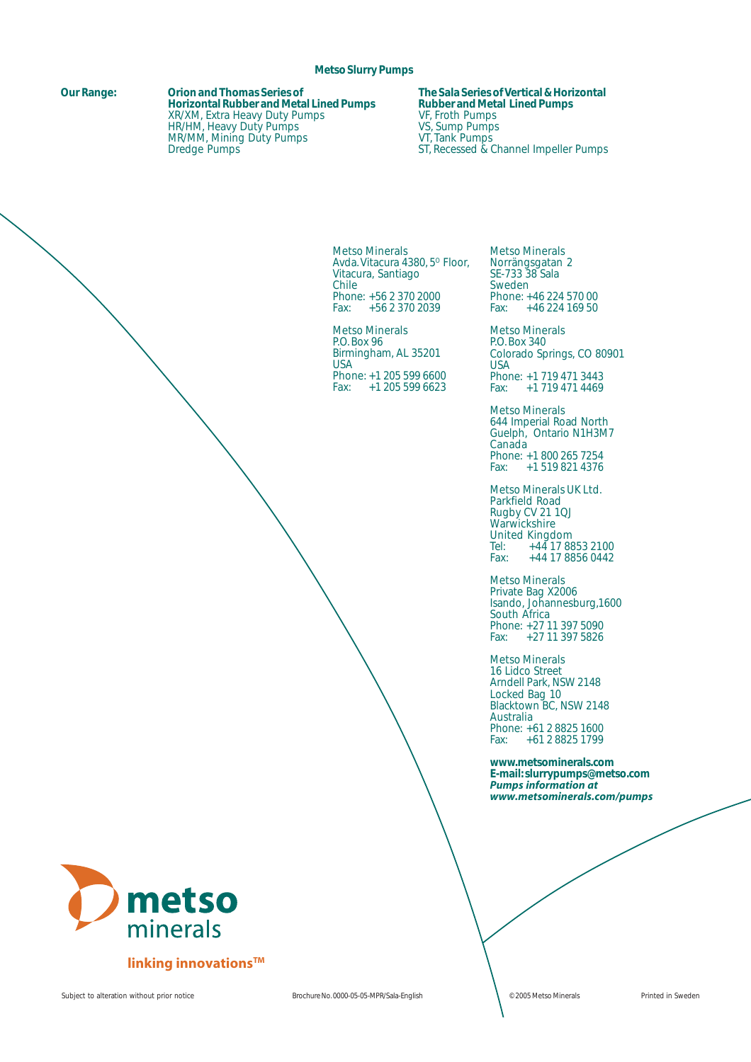**Metso Slurry Pumps**

**Our Range:**

**Orion and Thomas Series of Horizontal Rubber and Metal Lined Pumps**
XR/XM, Extra Heavy Duty Pumps
HR/HM, Heavy Duty Pumps
MR/MM, Mining Duty Pumps
Dredge Pumps

**The Sala Series of Vertical & Horizontal Rubber and Metal Lined Pumps**
VF, Froth Pumps
VS, Sump Pumps
VT, Tank Pumps
ST, Recessed & Channel Impeller Pumps

Metso Minerals
Avda. Vitacura 4380, 5º Floor,
Vitacura, Santiago
Chile
Phone: +56 2 370 2000
Fax: +56 2 370 2039

Metso Minerals
P.O. Box 96
Birmingham, AL 35201
USA
Phone: +1 205 599 6600
Fax: +1 205 599 6623

Metso Minerals
Norrängsgatan 2
SE-733 38 Sala
Sweden
Phone: +46 224 570 00
Fax: +46 224 169 50

Metso Minerals
P.O. Box 340
Colorado Springs, CO 80901
USA
Phone: +1 719 471 3443
Fax: +1 719 471 4469

Metso Minerals
644 Imperial Road North
Guelph, Ontario N1H3M7
Canada
Phone: +1 800 265 7254
Fax: +1 519 821 4376

Metso Minerals UK Ltd.
Parkfield Road
Rugby CV 21 1QJ
Warwickshire
United Kingdom
Tel: +44 17 8853 2100
Fax: +44 17 8856 0442

Metso Minerals
Private Bag X2006
Isando, Johannesburg,1600
South Africa
Phone: +27 11 397 5090
Fax: +27 11 397 5826

Metso Minerals
16 Lidco Street
Arndell Park, NSW 2148
Locked Bag 10
Blacktown BC, NSW 2148
Australia
Phone: +61 2 8825 1600
Fax: +61 2 8825 1799

**www.metsominerals.com**
**E-mail: slurrypumps@metso.com**
***Pumps information at***
***www.metsominerals.com/pumps***

metso minerals
linking innovations™

Subject to alteration without prior notice — Brochure No. 0000-05-05-MPR/Sala-English — ©2005 Metso Minerals — Printed in Sweden